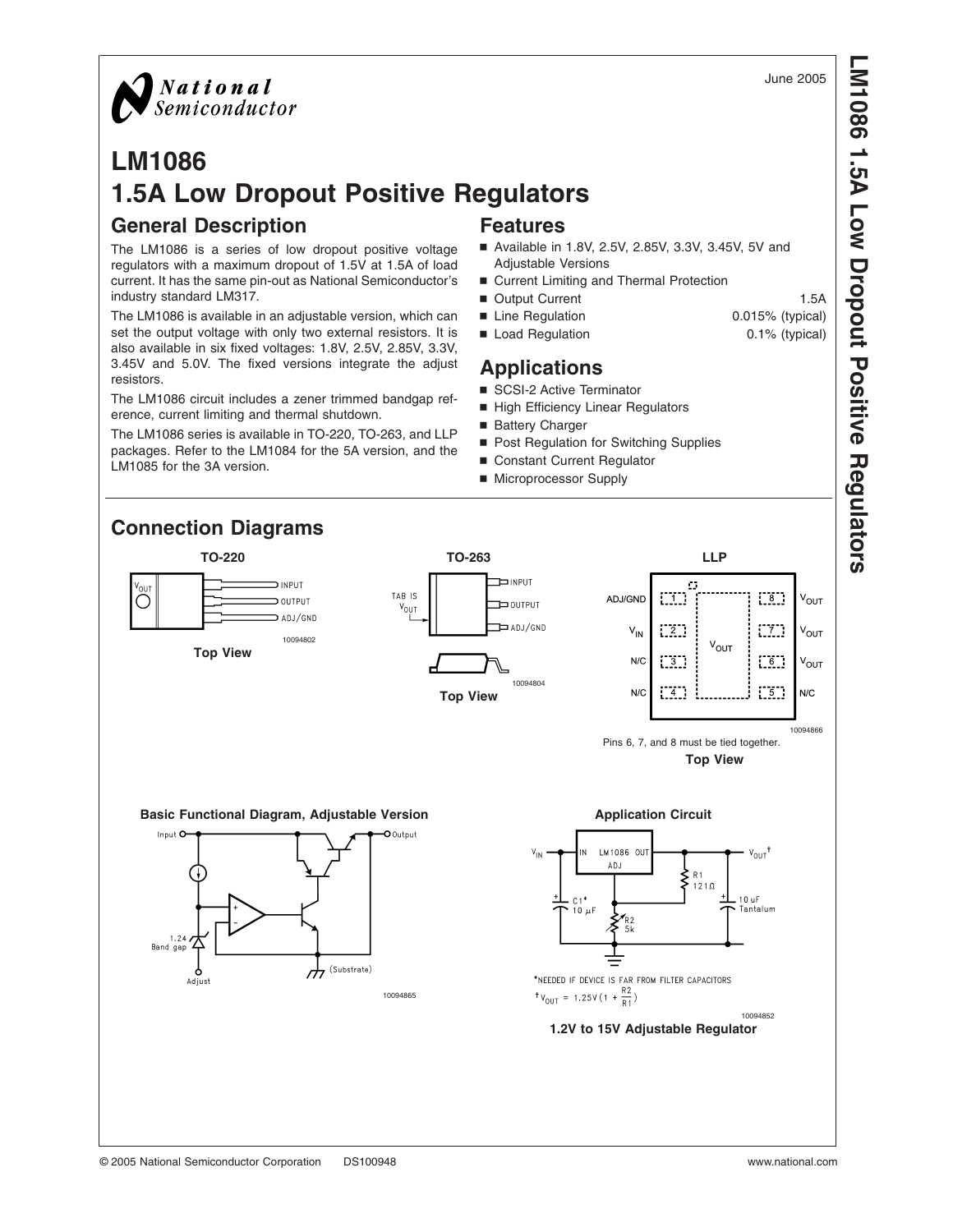June 2005

# LM1086
# 1.5A Low Dropout Positive Regulators

## General Description

The LM1086 is a series of low dropout positive voltage regulators with a maximum dropout of 1.5V at 1.5A of load current. It has the same pin-out as National Semiconductor's industry standard LM317.

The LM1086 is available in an adjustable version, which can set the output voltage with only two external resistors. It is also available in six fixed voltages: 1.8V, 2.5V, 2.85V, 3.3V, 3.45V and 5.0V. The fixed versions integrate the adjust resistors.

The LM1086 circuit includes a zener trimmed bandgap reference, current limiting and thermal shutdown.

The LM1086 series is available in TO-220, TO-263, and LLP packages. Refer to the LM1084 for the 5A version, and the LM1085 for the 3A version.

## Features

- Available in 1.8V, 2.5V, 2.85V, 3.3V, 3.45V, 5V and Adjustable Versions
- Current Limiting and Thermal Protection
- Output Current 1.5A
- Line Regulation 0.015% (typical)
- Load Regulation 0.1% (typical)

## Applications

- SCSI-2 Active Terminator
- High Efficiency Linear Regulators
- Battery Charger
- Post Regulation for Switching Supplies
- Constant Current Regulator
- Microprocessor Supply

## Connection Diagrams

**TO-220**

$V_{OUT}$ (tab); INPUT; OUTPUT; ADJ/GND

10094802

**Top View**

**TO-263**

TAB IS $V_{OUT}$; INPUT; OUTPUT; ADJ/GND

10094804

**Top View**

**LLP**

| Pin | Function | Pin | Function |
|---|---|---|---|
| 1 | ADJ/GND | 8 | $V_{OUT}$ |
| 2 | $V_{IN}$ | 7 | $V_{OUT}$ |
| 3 | N/C | 6 | $V_{OUT}$ |
| 4 | N/C | 5 | N/C |

Exposed pad: $V_{OUT}$

10094866

Pins 6, 7, and 8 must be tied together.

**Top View**

**Basic Functional Diagram, Adjustable Version**

Input; Output; 1.24 Band gap; Adjust; (Substrate)

10094865

**Application Circuit**

$V_{IN}$; IN LM1086 OUT; ADJ; R1 121Ω; R2 5k; C1* 10 µF; 10 uF Tantalum; $V_{OUT}$†

*NEEDED IF DEVICE IS FAR FROM FILTER CAPACITORS

$$^{\dagger}V_{OUT} = 1.25V\left(1 + \frac{R2}{R1}\right)$$

10094852

**1.2V to 15V Adjustable Regulator**

© 2005 National Semiconductor Corporation DS100948 www.national.com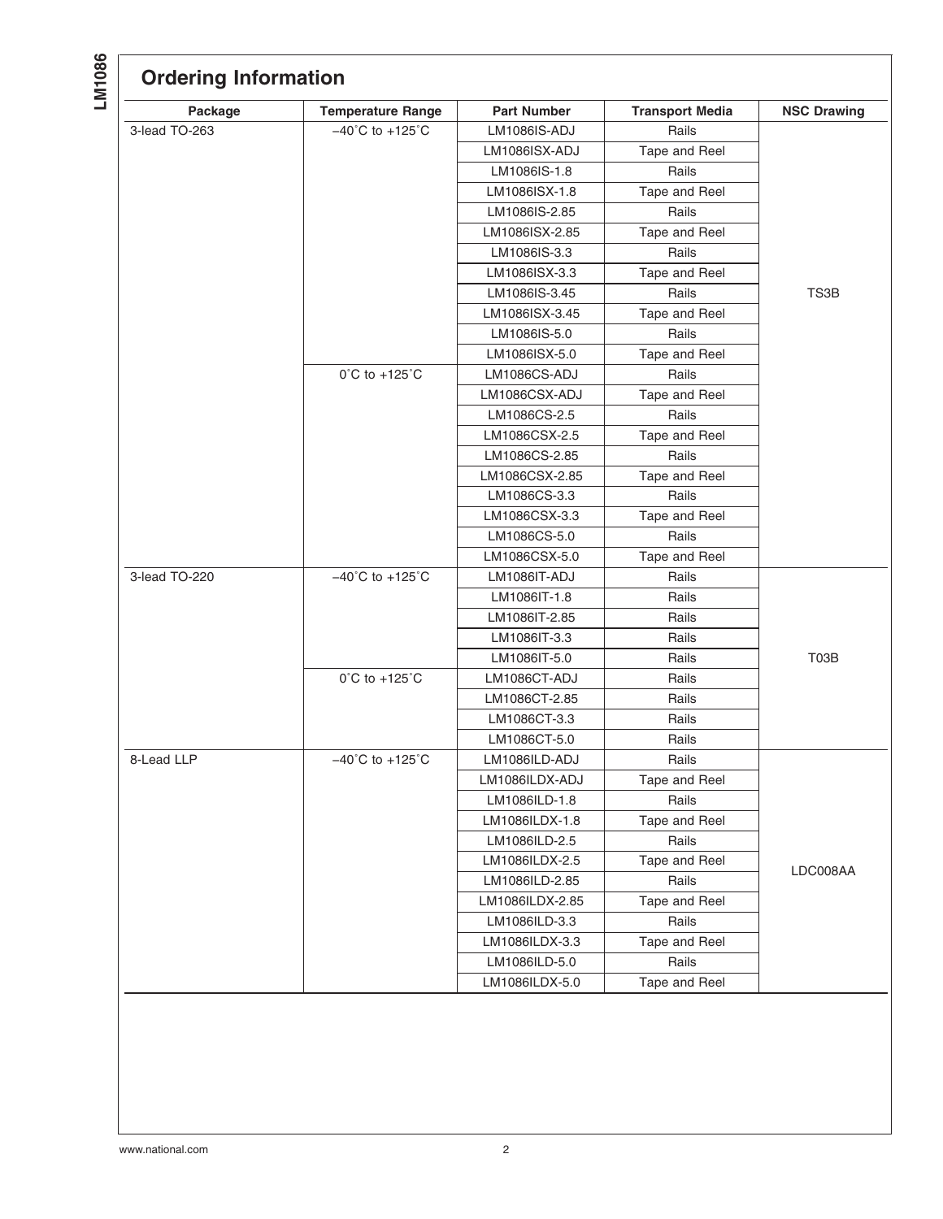## Ordering Information

| Package | Temperature Range | Part Number | Transport Media | NSC Drawing |
|---|---|---|---|---|
| 3-lead TO-263 | −40˚C to +125˚C | LM1086IS-ADJ | Rails | TS3B |
| | | LM1086ISX-ADJ | Tape and Reel | |
| | | LM1086IS-1.8 | Rails | |
| | | LM1086ISX-1.8 | Tape and Reel | |
| | | LM1086IS-2.85 | Rails | |
| | | LM1086ISX-2.85 | Tape and Reel | |
| | | LM1086IS-3.3 | Rails | |
| | | LM1086ISX-3.3 | Tape and Reel | |
| | | LM1086IS-3.45 | Rails | |
| | | LM1086ISX-3.45 | Tape and Reel | |
| | | LM1086IS-5.0 | Rails | |
| | | LM1086ISX-5.0 | Tape and Reel | |
| | 0˚C to +125˚C | LM1086CS-ADJ | Rails | |
| | | LM1086CSX-ADJ | Tape and Reel | |
| | | LM1086CS-2.5 | Rails | |
| | | LM1086CSX-2.5 | Tape and Reel | |
| | | LM1086CS-2.85 | Rails | |
| | | LM1086CSX-2.85 | Tape and Reel | |
| | | LM1086CS-3.3 | Rails | |
| | | LM1086CSX-3.3 | Tape and Reel | |
| | | LM1086CS-5.0 | Rails | |
| | | LM1086CSX-5.0 | Tape and Reel | |
| 3-lead TO-220 | −40˚C to +125˚C | LM1086IT-ADJ | Rails | T03B |
| | | LM1086IT-1.8 | Rails | |
| | | LM1086IT-2.85 | Rails | |
| | | LM1086IT-3.3 | Rails | |
| | | LM1086IT-5.0 | Rails | |
| | 0˚C to +125˚C | LM1086CT-ADJ | Rails | |
| | | LM1086CT-2.85 | Rails | |
| | | LM1086CT-3.3 | Rails | |
| | | LM1086CT-5.0 | Rails | |
| 8-Lead LLP | −40˚C to +125˚C | LM1086ILD-ADJ | Rails | LDC008AA |
| | | LM1086ILDX-ADJ | Tape and Reel | |
| | | LM1086ILD-1.8 | Rails | |
| | | LM1086ILDX-1.8 | Tape and Reel | |
| | | LM1086ILD-2.5 | Rails | |
| | | LM1086ILDX-2.5 | Tape and Reel | |
| | | LM1086ILD-2.85 | Rails | |
| | | LM1086ILDX-2.85 | Tape and Reel | |
| | | LM1086ILD-3.3 | Rails | |
| | | LM1086ILDX-3.3 | Tape and Reel | |
| | | LM1086ILD-5.0 | Rails | |
| | | LM1086ILDX-5.0 | Tape and Reel | |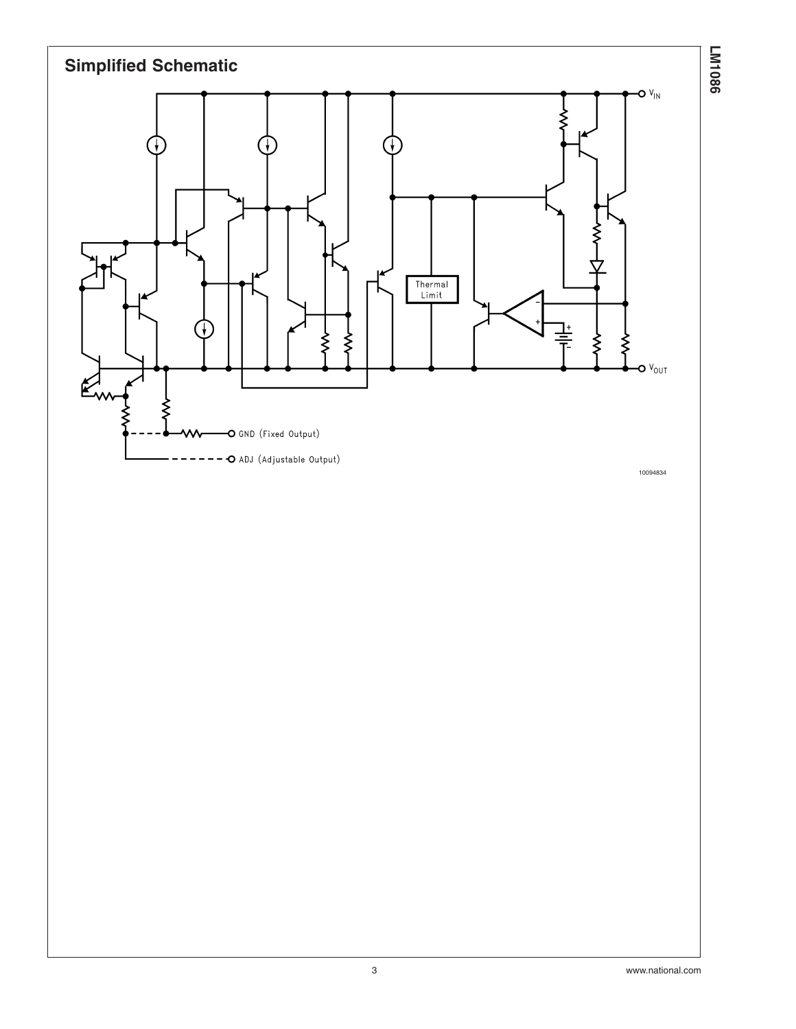## Simplified Schematic

V_IN

Thermal Limit

V_OUT

GND (Fixed Output)

ADJ (Adjustable Output)

10094834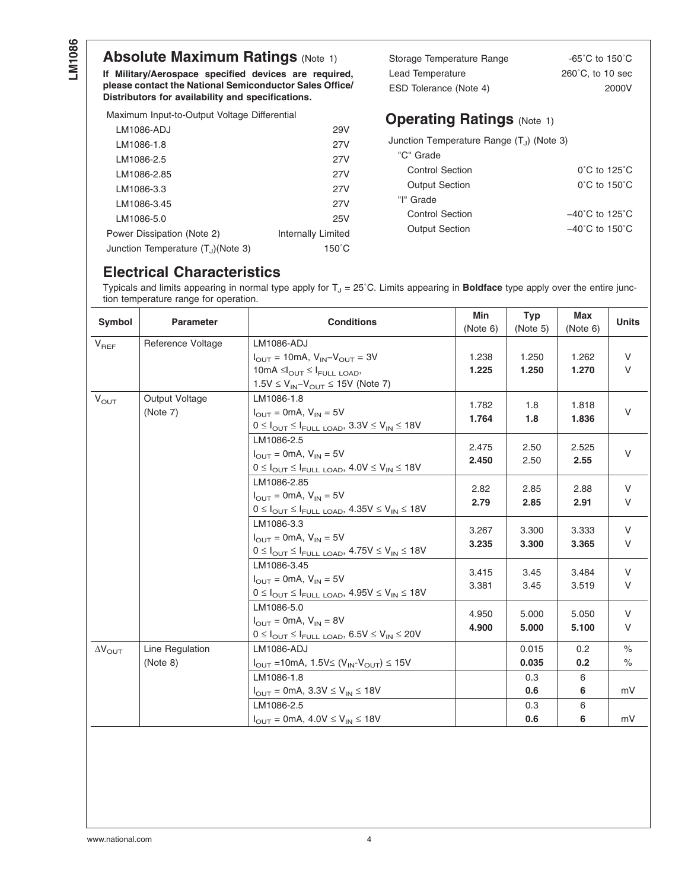## Absolute Maximum Ratings (Note 1)

**If Military/Aerospace specified devices are required, please contact the National Semiconductor Sales Office/ Distributors for availability and specifications.**

| | |
|---|---|
| Maximum Input-to-Output Voltage Differential | |
| LM1086-ADJ | 29V |
| LM1086-1.8 | 27V |
| LM1086-2.5 | 27V |
| LM1086-2.85 | 27V |
| LM1086-3.3 | 27V |
| LM1086-3.45 | 27V |
| LM1086-5.0 | 25V |
| Power Dissipation (Note 2) | Internally Limited |
| Junction Temperature ($T_J$)(Note 3) | 150˚C |
| Storage Temperature Range | -65˚C to 150˚C |
| Lead Temperature | 260˚C, to 10 sec |
| ESD Tolerance (Note 4) | 2000V |

## Operating Ratings (Note 1)

| | |
|---|---|
| Junction Temperature Range ($T_J$) (Note 3) | |
| "C" Grade | |
| Control Section | 0˚C to 125˚C |
| Output Section | 0˚C to 150˚C |
| "I" Grade | |
| Control Section | −40˚C to 125˚C |
| Output Section | −40˚C to 150˚C |

## Electrical Characteristics

Typicals and limits appearing in normal type apply for $T_J$ = 25˚C. Limits appearing in **Boldface** type apply over the entire junction temperature range for operation.

| Symbol | Parameter | Conditions | Min (Note 6) | Typ (Note 5) | Max (Note 6) | Units |
|---|---|---|---|---|---|---|
| $V_{REF}$ | Reference Voltage | LM1086-ADJ<br>$I_{OUT}$ = 10mA, $V_{IN}$–$V_{OUT}$ = 3V<br>10mA ≤$I_{OUT}$ ≤ $I_{FULL\ LOAD}$,<br>1.5V ≤ $V_{IN}$–$V_{OUT}$ ≤ 15V (Note 7) | 1.238<br>**1.225** | 1.250<br>**1.250** | 1.262<br>**1.270** | V<br>V |
| $V_{OUT}$ | Output Voltage (Note 7) | LM1086-1.8<br>$I_{OUT}$ = 0mA, $V_{IN}$ = 5V<br>0 ≤ $I_{OUT}$ ≤ $I_{FULL\ LOAD}$, 3.3V ≤ $V_{IN}$ ≤ 18V | 1.782<br>**1.764** | 1.8<br>**1.8** | 1.818<br>**1.836** | V |
| | | LM1086-2.5<br>$I_{OUT}$ = 0mA, $V_{IN}$ = 5V<br>0 ≤ $I_{OUT}$ ≤ $I_{FULL\ LOAD}$, 4.0V ≤ $V_{IN}$ ≤ 18V | 2.475<br>**2.450** | 2.50<br>2.50 | 2.525<br>**2.55** | V |
| | | LM1086-2.85<br>$I_{OUT}$ = 0mA, $V_{IN}$ = 5V<br>0 ≤ $I_{OUT}$ ≤ $I_{FULL\ LOAD}$, 4.35V ≤ $V_{IN}$ ≤ 18V | 2.82<br>**2.79** | 2.85<br>**2.85** | 2.88<br>**2.91** | V<br>V |
| | | LM1086-3.3<br>$I_{OUT}$ = 0mA, $V_{IN}$ = 5V<br>0 ≤ $I_{OUT}$ ≤ $I_{FULL\ LOAD}$, 4.75V ≤ $V_{IN}$ ≤ 18V | 3.267<br>**3.235** | 3.300<br>**3.300** | 3.333<br>**3.365** | V<br>V |
| | | LM1086-3.45<br>$I_{OUT}$ = 0mA, $V_{IN}$ = 5V<br>0 ≤ $I_{OUT}$ ≤ $I_{FULL\ LOAD}$, 4.95V ≤ $V_{IN}$ ≤ 18V | 3.415<br>3.381 | 3.45<br>3.45 | 3.484<br>3.519 | V<br>V |
| | | LM1086-5.0<br>$I_{OUT}$ = 0mA, $V_{IN}$ = 8V<br>0 ≤ $I_{OUT}$ ≤ $I_{FULL\ LOAD}$, 6.5V ≤ $V_{IN}$ ≤ 20V | 4.950<br>**4.900** | 5.000<br>**5.000** | 5.050<br>**5.100** | V<br>V |
| $\Delta V_{OUT}$ | Line Regulation (Note 8) | LM1086-ADJ<br>$I_{OUT}$ =10mA, 1.5V≤ ($V_{IN}$-$V_{OUT}$) ≤ 15V | | 0.015<br>**0.035** | 0.2<br>**0.2** | %<br>% |
| | | LM1086-1.8<br>$I_{OUT}$ = 0mA, 3.3V ≤ $V_{IN}$ ≤ 18V | | 0.3<br>**0.6** | 6<br>**6** | mV |
| | | LM1086-2.5<br>$I_{OUT}$ = 0mA, 4.0V ≤ $V_{IN}$ ≤ 18V | | 0.3<br>**0.6** | 6<br>**6** | mV |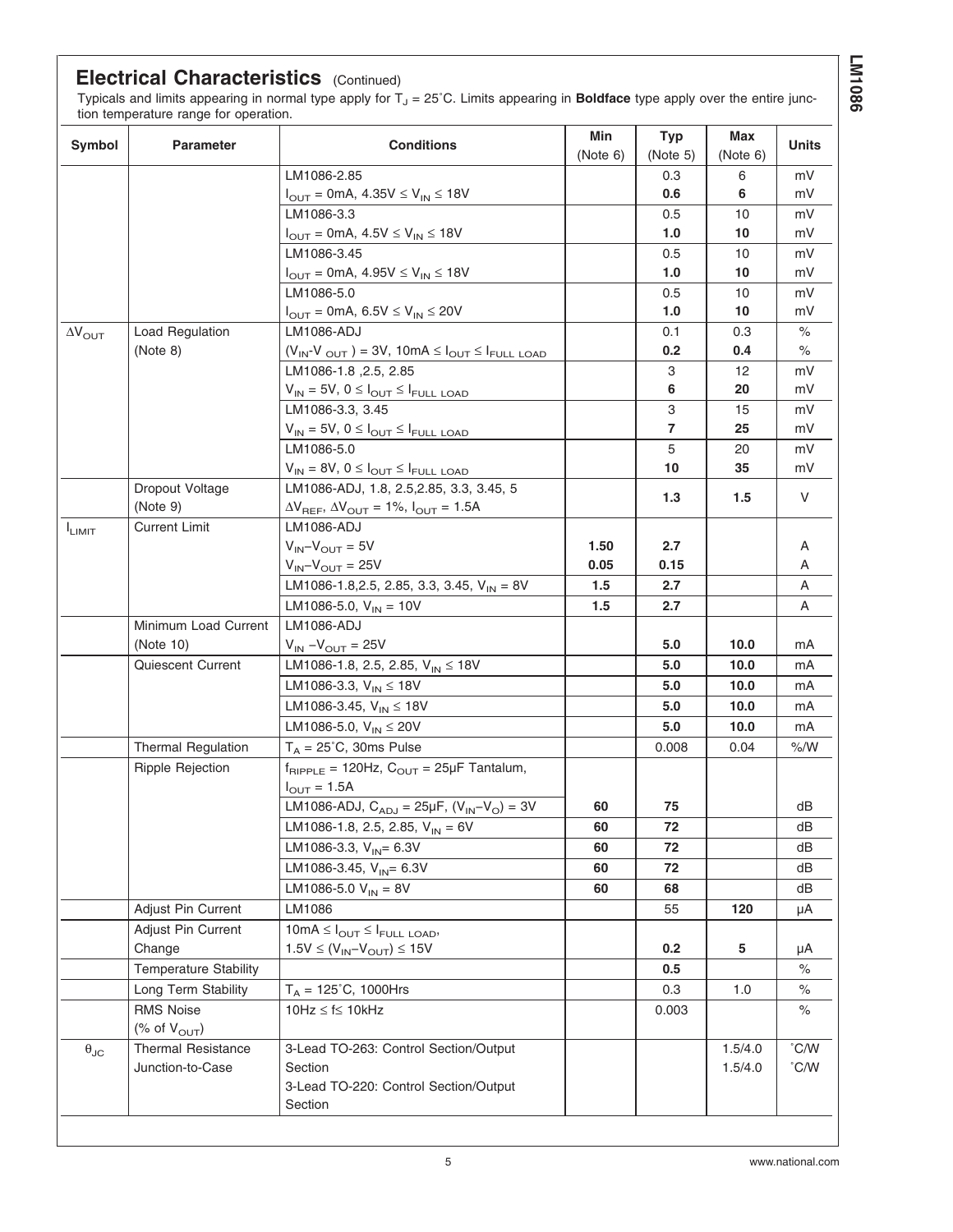## Electrical Characteristics (Continued)

Typicals and limits appearing in normal type apply for $T_J$ = 25˚C. Limits appearing in **Boldface** type apply over the entire junction temperature range for operation.

| Symbol | Parameter | Conditions | Min (Note 6) | Typ (Note 5) | Max (Note 6) | Units |
|---|---|---|---|---|---|---|
| | | LM1086-2.85 | | 0.3 | 6 | mV |
| | | $I_{OUT}$ = 0mA, 4.35V ≤ $V_{IN}$ ≤ 18V | | **0.6** | **6** | mV |
| | | LM1086-3.3 | | 0.5 | 10 | mV |
| | | $I_{OUT}$ = 0mA, 4.5V ≤ $V_{IN}$ ≤ 18V | | **1.0** | **10** | mV |
| | | LM1086-3.45 | | 0.5 | 10 | mV |
| | | $I_{OUT}$ = 0mA, 4.95V ≤ $V_{IN}$ ≤ 18V | | **1.0** | **10** | mV |
| | | LM1086-5.0 | | 0.5 | 10 | mV |
| | | $I_{OUT}$ = 0mA, 6.5V ≤ $V_{IN}$ ≤ 20V | | **1.0** | **10** | mV |
| $\Delta V_{OUT}$ | Load Regulation (Note 8) | LM1086-ADJ | | 0.1 | 0.3 | % |
| | | ($V_{IN}$-$V_{OUT}$) = 3V, 10mA ≤ $I_{OUT}$ ≤ $I_{FULL\ LOAD}$ | | **0.2** | **0.4** | % |
| | | LM1086-1.8 ,2.5, 2.85 | | 3 | 12 | mV |
| | | $V_{IN}$ = 5V, 0 ≤ $I_{OUT}$ ≤ $I_{FULL\ LOAD}$ | | **6** | **20** | mV |
| | | LM1086-3.3, 3.45 | | 3 | 15 | mV |
| | | $V_{IN}$ = 5V, 0 ≤ $I_{OUT}$ ≤ $I_{FULL\ LOAD}$ | | **7** | **25** | mV |
| | | LM1086-5.0 | | 5 | 20 | mV |
| | | $V_{IN}$ = 8V, 0 ≤ $I_{OUT}$ ≤ $I_{FULL\ LOAD}$ | | **10** | **35** | mV |
| | Dropout Voltage (Note 9) | LM1086-ADJ, 1.8, 2.5,2.85, 3.3, 3.45, 5 $\Delta V_{REF}$, $\Delta V_{OUT}$ = 1%, $I_{OUT}$ = 1.5A | | **1.3** | **1.5** | V |
| $I_{LIMIT}$ | Current Limit | LM1086-ADJ | | | | |
| | | $V_{IN}$–$V_{OUT}$ = 5V | **1.50** | **2.7** | | A |
| | | $V_{IN}$–$V_{OUT}$ = 25V | **0.05** | **0.15** | | A |
| | | LM1086-1.8,2.5, 2.85, 3.3, 3.45, $V_{IN}$ = 8V | **1.5** | **2.7** | | A |
| | | LM1086-5.0, $V_{IN}$ = 10V | **1.5** | **2.7** | | A |
| | Minimum Load Current (Note 10) | LM1086-ADJ | | | | |
| | | $V_{IN}$ –$V_{OUT}$ = 25V | | **5.0** | **10.0** | mA |
| | Quiescent Current | LM1086-1.8, 2.5, 2.85, $V_{IN}$ ≤ 18V | | **5.0** | **10.0** | mA |
| | | LM1086-3.3, $V_{IN}$ ≤ 18V | | **5.0** | **10.0** | mA |
| | | LM1086-3.45, $V_{IN}$ ≤ 18V | | **5.0** | **10.0** | mA |
| | | LM1086-5.0, $V_{IN}$ ≤ 20V | | **5.0** | **10.0** | mA |
| | Thermal Regulation | $T_A$ = 25˚C, 30ms Pulse | | 0.008 | 0.04 | %/W |
| | Ripple Rejection | $f_{RIPPLE}$ = 120Hz, $C_{OUT}$ = 25µF Tantalum, $I_{OUT}$ = 1.5A | | | | |
| | | LM1086-ADJ, $C_{ADJ}$ = 25µF, ($V_{IN}$–$V_O$) = 3V | **60** | **75** | | dB |
| | | LM1086-1.8, 2.5, 2.85, $V_{IN}$ = 6V | **60** | **72** | | dB |
| | | LM1086-3.3, $V_{IN}$= 6.3V | **60** | **72** | | dB |
| | | LM1086-3.45, $V_{IN}$= 6.3V | **60** | **72** | | dB |
| | | LM1086-5.0 $V_{IN}$ = 8V | **60** | **68** | | dB |
| | Adjust Pin Current | LM1086 | | 55 | **120** | µA |
| | Adjust Pin Current Change | 10mA ≤ $I_{OUT}$ ≤ $I_{FULL\ LOAD}$, 1.5V ≤ ($V_{IN}$–$V_{OUT}$) ≤ 15V | | **0.2** | **5** | µA |
| | Temperature Stability | | | **0.5** | | % |
| | Long Term Stability | $T_A$ = 125˚C, 1000Hrs | | 0.3 | 1.0 | % |
| | RMS Noise (% of $V_{OUT}$) | 10Hz ≤ f≤ 10kHz | | 0.003 | | % |
| $\theta_{JC}$ | Thermal Resistance Junction-to-Case | 3-Lead TO-263: Control Section/Output Section | | | 1.5/4.0 | ˚C/W |
| | | 3-Lead TO-220: Control Section/Output Section | | | 1.5/4.0 | ˚C/W |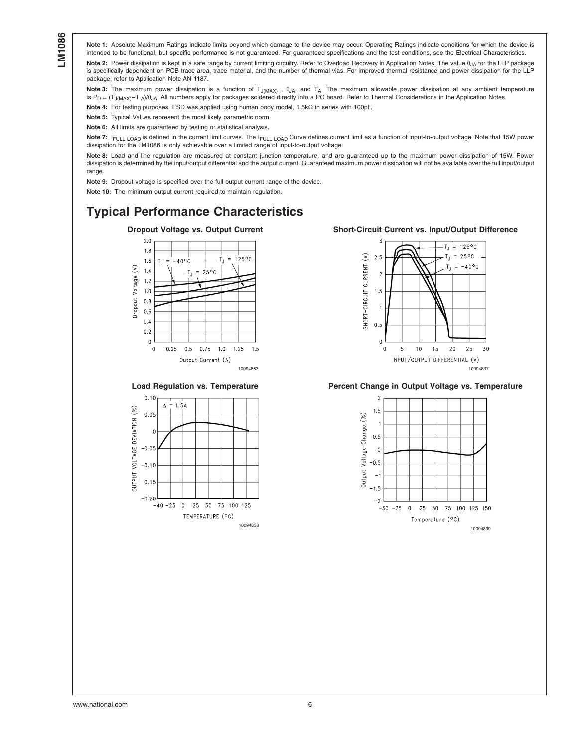**Note 1:** Absolute Maximum Ratings indicate limits beyond which damage to the device may occur. Operating Ratings indicate conditions for which the device is intended to be functional, but specific performance is not guaranteed. For guaranteed specifications and the test conditions, see the Electrical Characteristics.

**Note 2:** Power dissipation is kept in a safe range by current limiting circuitry. Refer to Overload Recovery in Application Notes. The value $\theta_{JA}$ for the LLP package is specifically dependent on PCB trace area, trace material, and the number of thermal vias. For improved thermal resistance and power dissipation for the LLP package, refer to Application Note AN-1187.

**Note 3:** The maximum power dissipation is a function of $T_{J(MAX)}$, $\theta_{JA}$, and $T_A$. The maximum allowable power dissipation at any ambient temperature is $P_D = (T_{J(MAX)}-T_A)/\theta_{JA}$. All numbers apply for packages soldered directly into a PC board. Refer to Thermal Considerations in the Application Notes.

**Note 4:** For testing purposes, ESD was applied using human body model, 1.5kΩ in series with 100pF.

**Note 5:** Typical Values represent the most likely parametric norm.

**Note 6:** All limits are guaranteed by testing or statistical analysis.

**Note 7:** $I_{FULL\ LOAD}$ is defined in the current limit curves. The $I_{FULL\ LOAD}$ Curve defines current limit as a function of input-to-output voltage. Note that 15W power dissipation for the LM1086 is only achievable over a limited range of input-to-output voltage.

**Note 8:** Load and line regulation are measured at constant junction temperature, and are guaranteed up to the maximum power dissipation of 15W. Power dissipation is determined by the input/output differential and the output current. Guaranteed maximum power dissipation will not be available over the full input/output range.

**Note 9:** Dropout voltage is specified over the full output current range of the device.

**Note 10:** The minimum output current required to maintain regulation.

# Typical Performance Characteristics

**Dropout Voltage vs. Output Current**

10094863

**Short-Circuit Current vs. Input/Output Difference**

10094837

**Load Regulation vs. Temperature**

10094838

**Percent Change in Output Voltage vs. Temperature**

10094899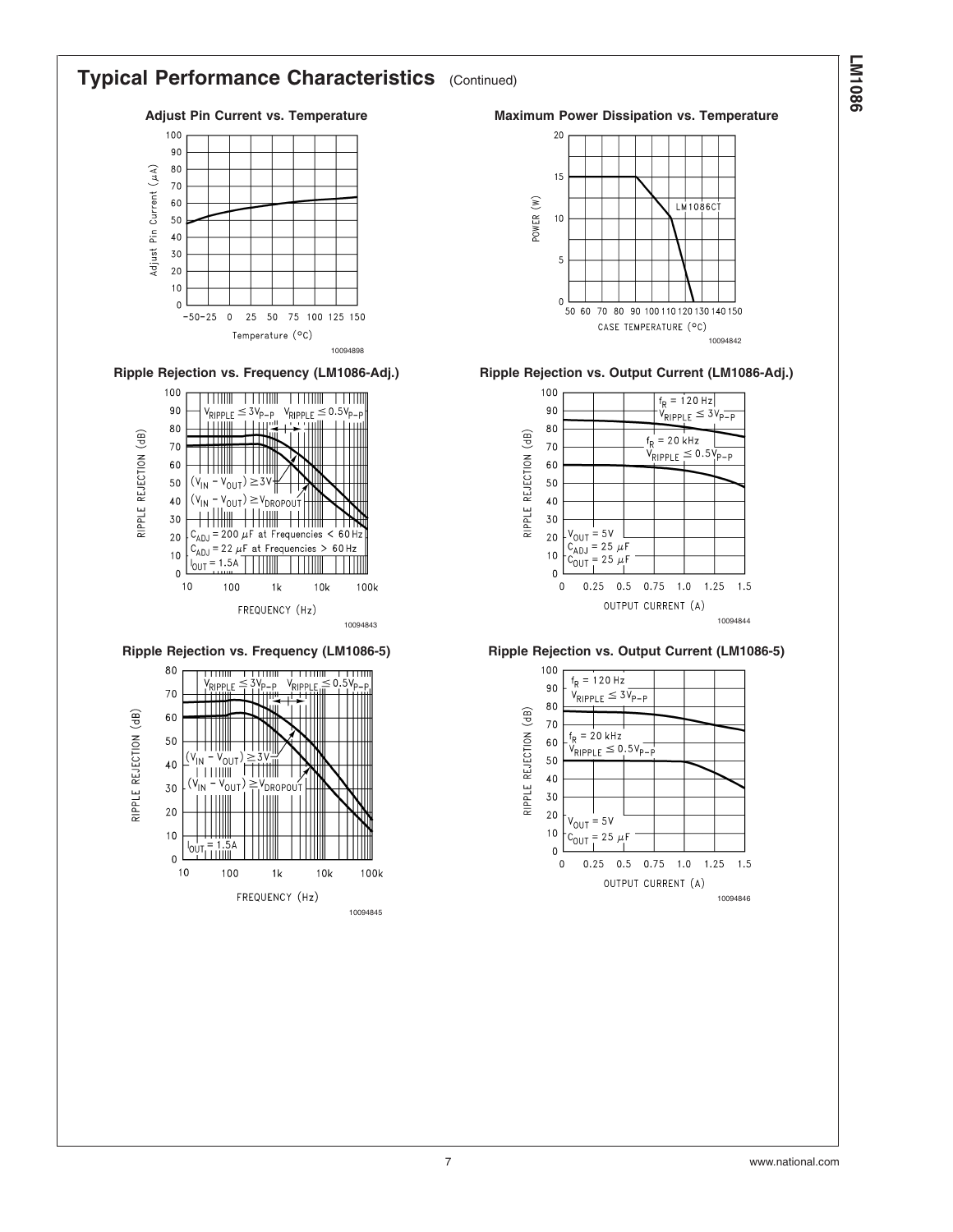## Typical Performance Characteristics (Continued)

**Adjust Pin Current vs. Temperature**

10094898

**Maximum Power Dissipation vs. Temperature**

10094842

**Ripple Rejection vs. Frequency (LM1086-Adj.)**

10094843

**Ripple Rejection vs. Output Current (LM1086-Adj.)**

10094844

**Ripple Rejection vs. Frequency (LM1086-5)**

10094845

**Ripple Rejection vs. Output Current (LM1086-5)**

10094846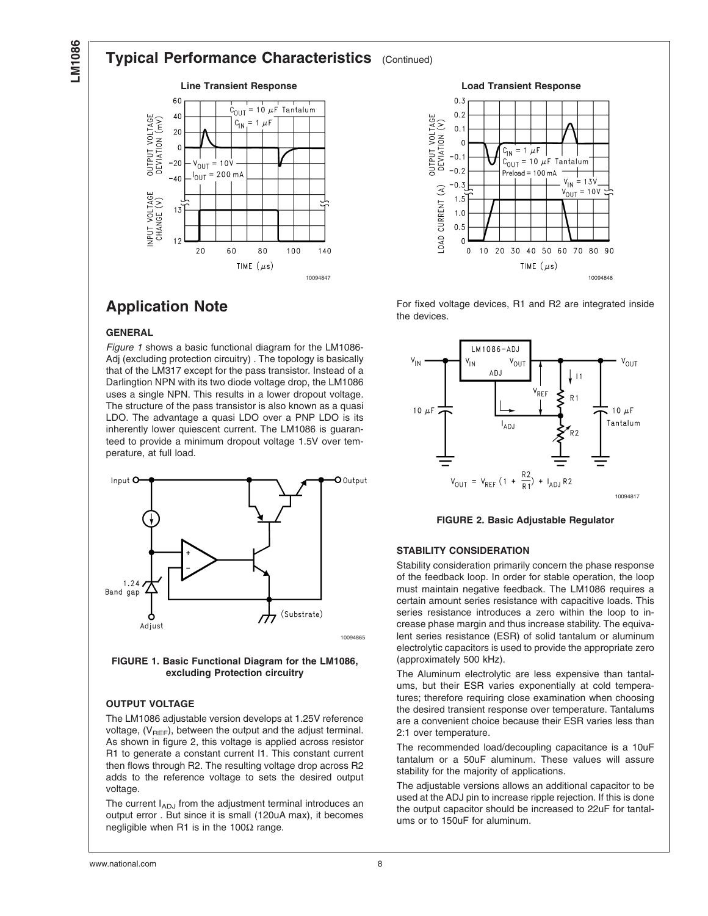## Typical Performance Characteristics (Continued)

**Line Transient Response**

**Load Transient Response**

# Application Note

### GENERAL

*Figure 1* shows a basic functional diagram for the LM1086-Adj (excluding protection circuitry) . The topology is basically that of the LM317 except for the pass transistor. Instead of a Darlingtion NPN with its two diode voltage drop, the LM1086 uses a single NPN. This results in a lower dropout voltage. The structure of the pass transistor is also known as a quasi LDO. The advantage a quasi LDO over a PNP LDO is its inherently lower quiescent current. The LM1086 is guaranteed to provide a minimum dropout voltage 1.5V over temperature, at full load.

**FIGURE 1. Basic Functional Diagram for the LM1086, excluding Protection circuitry**

### OUTPUT VOLTAGE

The LM1086 adjustable version develops at 1.25V reference voltage, ($V_{REF}$), between the output and the adjust terminal. As shown in figure 2, this voltage is applied across resistor R1 to generate a constant current I1. This constant current then flows through R2. The resulting voltage drop across R2 adds to the reference voltage to sets the desired output voltage.

The current $I_{ADJ}$ from the adjustment terminal introduces an output error . But since it is small (120uA max), it becomes negligible when R1 is in the 100Ω range.

For fixed voltage devices, R1 and R2 are integrated inside the devices.

$$V_{OUT} = V_{REF}\left(1 + \frac{R2}{R1}\right) + I_{ADJ}\,R2$$

**FIGURE 2. Basic Adjustable Regulator**

### STABILITY CONSIDERATION

Stability consideration primarily concern the phase response of the feedback loop. In order for stable operation, the loop must maintain negative feedback. The LM1086 requires a certain amount series resistance with capacitive loads. This series resistance introduces a zero within the loop to increase phase margin and thus increase stability. The equivalent series resistance (ESR) of solid tantalum or aluminum electrolytic capacitors is used to provide the appropriate zero (approximately 500 kHz).

The Aluminum electrolytic are less expensive than tantalums, but their ESR varies exponentially at cold temperatures; therefore requiring close examination when choosing the desired transient response over temperature. Tantalums are a convenient choice because their ESR varies less than 2:1 over temperature.

The recommended load/decoupling capacitance is a 10uF tantalum or a 50uF aluminum. These values will assure stability for the majority of applications.

The adjustable versions allows an additional capacitor to be used at the ADJ pin to increase ripple rejection. If this is done the output capacitor should be increased to 22uF for tantalums or to 150uF for aluminum.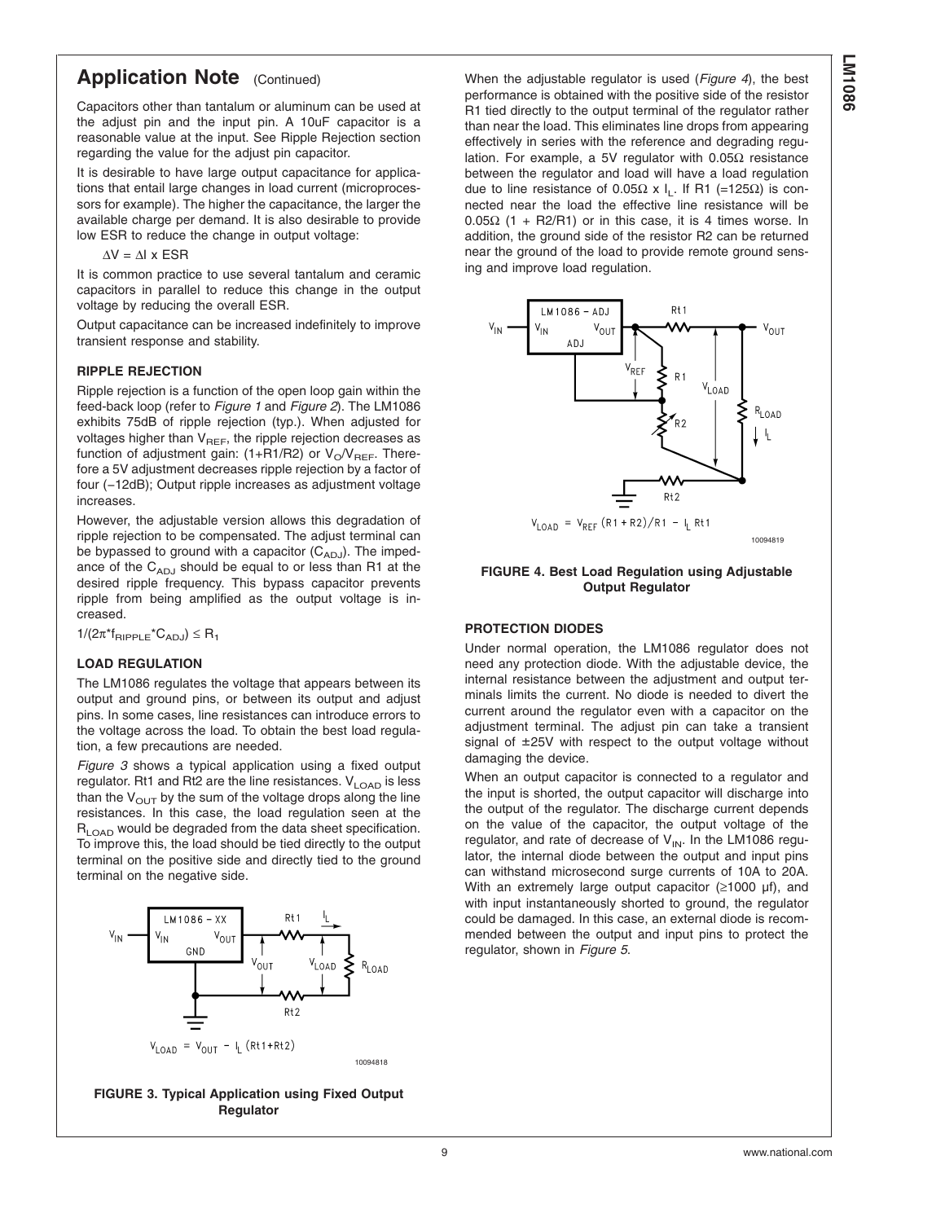## Application Note (Continued)

Capacitors other than tantalum or aluminum can be used at the adjust pin and the input pin. A 10uF capacitor is a reasonable value at the input. See Ripple Rejection section regarding the value for the adjust pin capacitor.

It is desirable to have large output capacitance for applications that entail large changes in load current (microprocessors for example). The higher the capacitance, the larger the available charge per demand. It is also desirable to provide low ESR to reduce the change in output voltage:

$\Delta V = \Delta I \times ESR$

It is common practice to use several tantalum and ceramic capacitors in parallel to reduce this change in the output voltage by reducing the overall ESR.

Output capacitance can be increased indefinitely to improve transient response and stability.

### RIPPLE REJECTION

Ripple rejection is a function of the open loop gain within the feed-back loop (refer to *Figure 1* and *Figure 2*). The LM1086 exhibits 75dB of ripple rejection (typ.). When adjusted for voltages higher than $V_{REF}$, the ripple rejection decreases as function of adjustment gain: (1+R1/R2) or $V_O/V_{REF}$. Therefore a 5V adjustment decreases ripple rejection by a factor of four (−12dB); Output ripple increases as adjustment voltage increases.

However, the adjustable version allows this degradation of ripple rejection to be compensated. The adjust terminal can be bypassed to ground with a capacitor ($C_{ADJ}$). The impedance of the $C_{ADJ}$ should be equal to or less than R1 at the desired ripple frequency. This bypass capacitor prevents ripple from being amplified as the output voltage is increased.

$1/(2\pi * f_{RIPPLE} * C_{ADJ}) \leq R_1$

### LOAD REGULATION

The LM1086 regulates the voltage that appears between its output and ground pins, or between its output and adjust pins. In some cases, line resistances can introduce errors to the voltage across the load. To obtain the best load regulation, a few precautions are needed.

*Figure 3* shows a typical application using a fixed output regulator. Rt1 and Rt2 are the line resistances. $V_{LOAD}$ is less than the $V_{OUT}$ by the sum of the voltage drops along the line resistances. In this case, the load regulation seen at the $R_{LOAD}$ would be degraded from the data sheet specification. To improve this, the load should be tied directly to the output terminal on the positive side and directly tied to the ground terminal on the negative side.

$$V_{LOAD} = V_{OUT} - I_L\,(Rt1+Rt2)$$

10094818

**FIGURE 3. Typical Application using Fixed Output Regulator**

When the adjustable regulator is used (*Figure 4*), the best performance is obtained with the positive side of the resistor R1 tied directly to the output terminal of the regulator rather than near the load. This eliminates line drops from appearing effectively in series with the reference and degrading regulation. For example, a 5V regulator with 0.05Ω resistance between the regulator and load will have a load regulation due to line resistance of 0.05Ω x $I_L$. If R1 (=125Ω) is connected near the load the effective line resistance will be 0.05Ω (1 + R2/R1) or in this case, it is 4 times worse. In addition, the ground side of the resistor R2 can be returned near the ground of the load to provide remote ground sensing and improve load regulation.

$$V_{LOAD} = V_{REF}\,(R1 + R2)/R1 - I_L\,Rt1$$

10094819

**FIGURE 4. Best Load Regulation using Adjustable Output Regulator**

### PROTECTION DIODES

Under normal operation, the LM1086 regulator does not need any protection diode. With the adjustable device, the internal resistance between the adjustment and output terminals limits the current. No diode is needed to divert the current around the regulator even with a capacitor on the adjustment terminal. The adjust pin can take a transient signal of ±25V with respect to the output voltage without damaging the device.

When an output capacitor is connected to a regulator and the input is shorted, the output capacitor will discharge into the output of the regulator. The discharge current depends on the value of the capacitor, the output voltage of the regulator, and rate of decrease of $V_{IN}$. In the LM1086 regulator, the internal diode between the output and input pins can withstand microsecond surge currents of 10A to 20A. With an extremely large output capacitor (≥1000 µf), and with input instantaneously shorted to ground, the regulator could be damaged. In this case, an external diode is recommended between the output and input pins to protect the regulator, shown in *Figure 5*.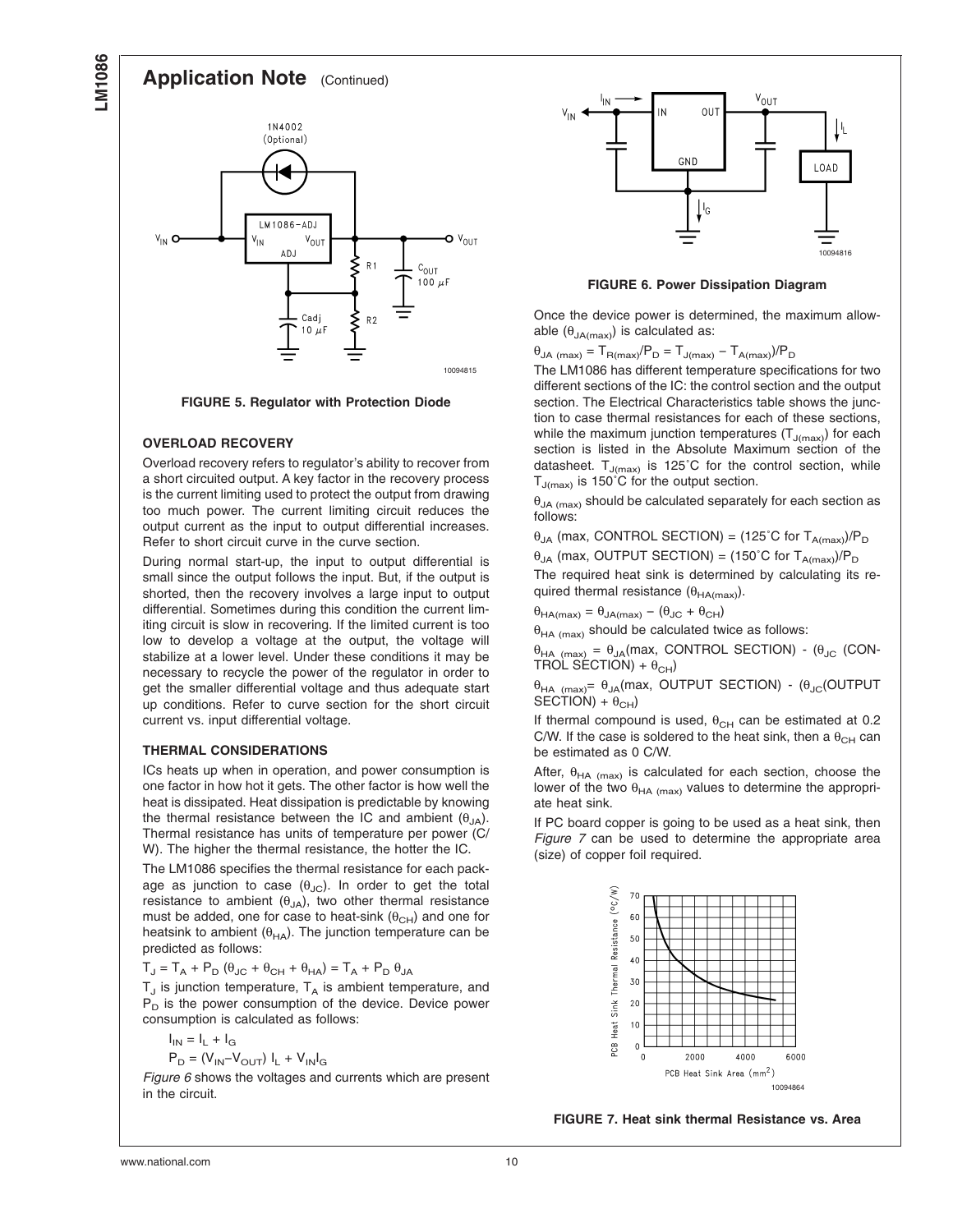## Application Note (Continued)

**FIGURE 5. Regulator with Protection Diode**

### OVERLOAD RECOVERY

Overload recovery refers to regulator's ability to recover from a short circuited output. A key factor in the recovery process is the current limiting used to protect the output from drawing too much power. The current limiting circuit reduces the output current as the input to output differential increases. Refer to short circuit curve in the curve section.

During normal start-up, the input to output differential is small since the output follows the input. But, if the output is shorted, then the recovery involves a large input to output differential. Sometimes during this condition the current limiting circuit is slow in recovering. If the limited current is too low to develop a voltage at the output, the voltage will stabilize at a lower level. Under these conditions it may be necessary to recycle the power of the regulator in order to get the smaller differential voltage and thus adequate start up conditions. Refer to curve section for the short circuit current vs. input differential voltage.

### THERMAL CONSIDERATIONS

ICs heats up when in operation, and power consumption is one factor in how hot it gets. The other factor is how well the heat is dissipated. Heat dissipation is predictable by knowing the thermal resistance between the IC and ambient ($\theta_{JA}$). Thermal resistance has units of temperature per power (C/W). The higher the thermal resistance, the hotter the IC.

The LM1086 specifies the thermal resistance for each package as junction to case ($\theta_{JC}$). In order to get the total resistance to ambient ($\theta_{JA}$), two other thermal resistance must be added, one for case to heat-sink ($\theta_{CH}$) and one for heatsink to ambient ($\theta_{HA}$). The junction temperature can be predicted as follows:

$$T_J = T_A + P_D (\theta_{JC} + \theta_{CH} + \theta_{HA}) = T_A + P_D \theta_{JA}$$

$T_J$ is junction temperature, $T_A$ is ambient temperature, and $P_D$ is the power consumption of the device. Device power consumption is calculated as follows:

$$I_{IN} = I_L + I_G$$

$$P_D = (V_{IN} - V_{OUT}) I_L + V_{IN} I_G$$

*Figure 6* shows the voltages and currents which are present in the circuit.

**FIGURE 6. Power Dissipation Diagram**

Once the device power is determined, the maximum allowable ($\theta_{JA(max)}$) is calculated as:

$$\theta_{JA\ (max)} = T_{R(max)}/P_D = T_{J(max)} - T_{A(max)})/P_D$$

The LM1086 has different temperature specifications for two different sections of the IC: the control section and the output section. The Electrical Characteristics table shows the junction to case thermal resistances for each of these sections, while the maximum junction temperatures ($T_{J(max)}$) for each section is listed in the Absolute Maximum section of the datasheet. $T_{J(max)}$ is 125˚C for the control section, while $T_{J(max)}$ is 150˚C for the output section.

$\theta_{JA\ (max)}$ should be calculated separately for each section as follows:

$\theta_{JA}$ (max, CONTROL SECTION) = (125˚C for $T_{A(max)}$)/$P_D$

$\theta_{JA}$ (max, OUTPUT SECTION) = (150˚C for $T_{A(max)}$)/$P_D$

The required heat sink is determined by calculating its required thermal resistance ($\theta_{HA(max)}$).

$$\theta_{HA(max)} = \theta_{JA(max)} - (\theta_{JC} + \theta_{CH})$$

$\theta_{HA\ (max)}$ should be calculated twice as follows:

$\theta_{HA\ (max)} = \theta_{JA}$(max, CONTROL SECTION) - ($\theta_{JC}$ (CONTROL SECTION) + $\theta_{CH}$)

$\theta_{HA\ (max)} = \theta_{JA}$(max, OUTPUT SECTION) - ($\theta_{JC}$(OUTPUT SECTION) + $\theta_{CH}$)

If thermal compound is used, $\theta_{CH}$ can be estimated at 0.2 C/W. If the case is soldered to the heat sink, then a $\theta_{CH}$ can be estimated as 0 C/W.

After, $\theta_{HA\ (max)}$ is calculated for each section, choose the lower of the two $\theta_{HA\ (max)}$ values to determine the appropriate heat sink.

If PC board copper is going to be used as a heat sink, then *Figure 7* can be used to determine the appropriate area (size) of copper foil required.

**FIGURE 7. Heat sink thermal Resistance vs. Area**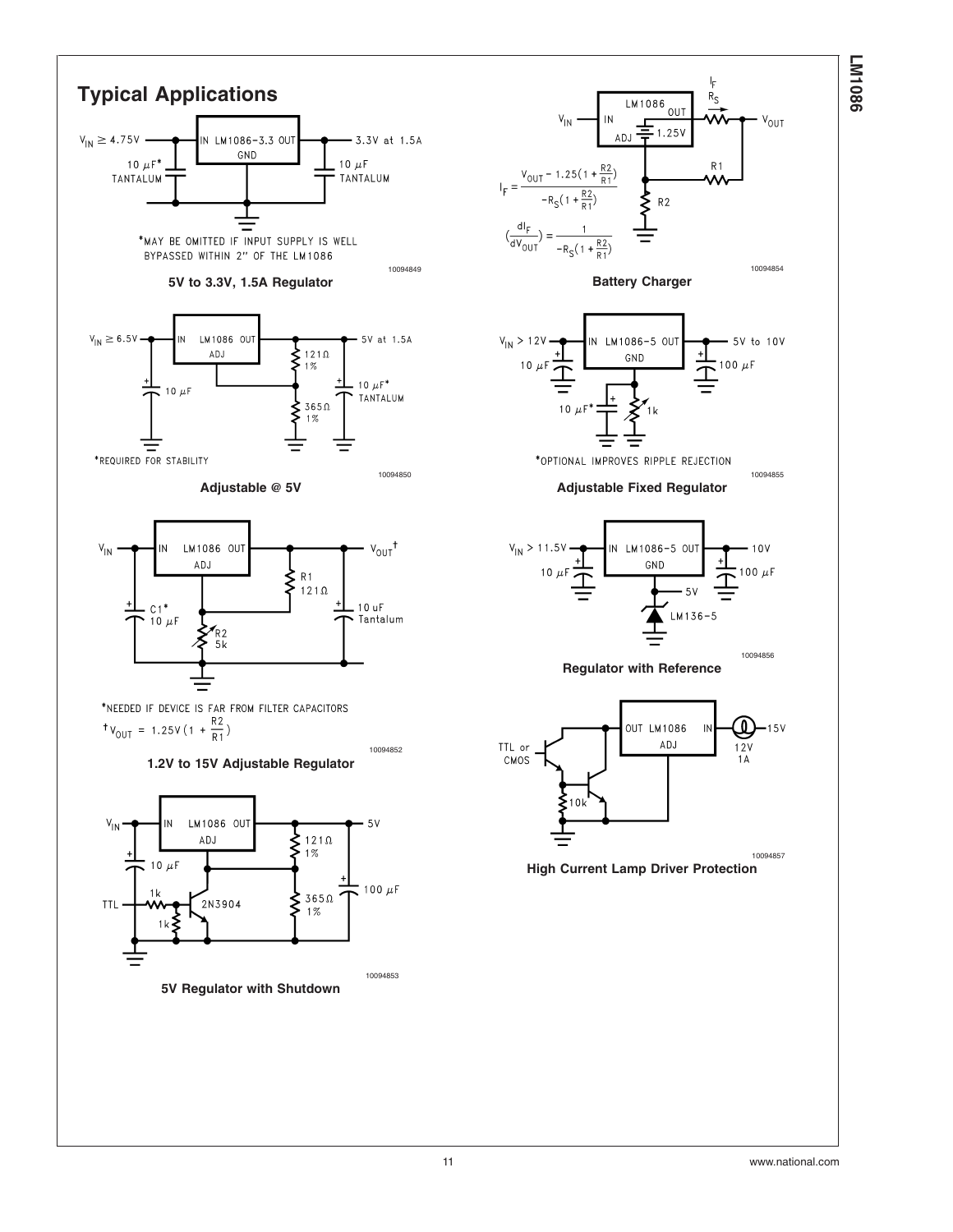## Typical Applications

$V_{IN} \geq 4.75V$ — IN LM1086-3.3 OUT — 3.3V at 1.5A

GND

10 µF* TANTALUM, 10 µF TANTALUM

*MAY BE OMITTED IF INPUT SUPPLY IS WELL BYPASSED WITHIN 2" OF THE LM1086

10094849

**5V to 3.3V, 1.5A Regulator**

$V_{IN} \geq 6.5V$ — IN LM1086 OUT — 5V at 1.5A

ADJ

10 µF, 121Ω 1%, 365Ω 1%, 10 µF* TANTALUM

*REQUIRED FOR STABILITY

10094850

**Adjustable @ 5V**

$V_{IN}$ — IN LM1086 OUT — $V_{OUT}$†

ADJ

C1* 10 µF, R1 121Ω, R2 5k, 10 uF Tantalum

*NEEDED IF DEVICE IS FAR FROM FILTER CAPACITORS

$$†V_{OUT} = 1.25V\left(1 + \frac{R2}{R1}\right)$$

10094852

**1.2V to 15V Adjustable Regulator**

$V_{IN}$ — IN LM1086 OUT — 5V

ADJ

10 µF, 121Ω 1%, 365Ω 1%, 100 µF, TTL, 1k, 1k, 2N3904

10094853

**5V Regulator with Shutdown**

$V_{IN}$ — IN LM1086 OUT — $I_F$, $R_S$ — $V_{OUT}$

ADJ 1.25V, R1, R2

$$I_F = \frac{V_{OUT} - 1.25\left(1 + \frac{R2}{R1}\right)}{-R_S\left(1 + \frac{R2}{R1}\right)}$$

$$\left(\frac{dI_F}{dV_{OUT}}\right) = \frac{1}{-R_S\left(1 + \frac{R2}{R1}\right)}$$

10094854

**Battery Charger**

$V_{IN} > 12V$ — IN LM1086-5 OUT — 5V to 10V

GND

10 µF, 100 µF, 10 µF*, 1k

*OPTIONAL IMPROVES RIPPLE REJECTION

10094855

**Adjustable Fixed Regulator**

$V_{IN} > 11.5V$ — IN LM1086-5 OUT — 10V

GND

10 µF, 100 µF, 5V, LM136-5

10094856

**Regulator with Reference**

TTL or CMOS — OUT LM1086 IN — 15V

ADJ

10k, 12V 1A

10094857

**High Current Lamp Driver Protection**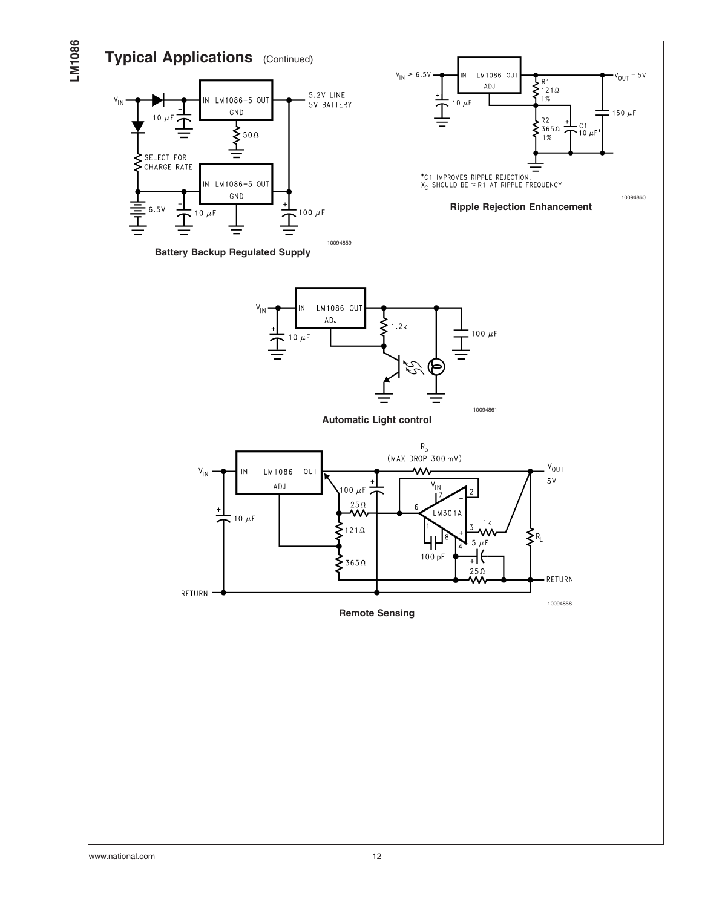## Typical Applications (Continued)

Battery Backup Regulated Supply

*C1 IMPROVES RIPPLE REJECTION.
$X_C$ SHOULD BE ≈ R1 AT RIPPLE FREQUENCY

Ripple Rejection Enhancement

Automatic Light control

Remote Sensing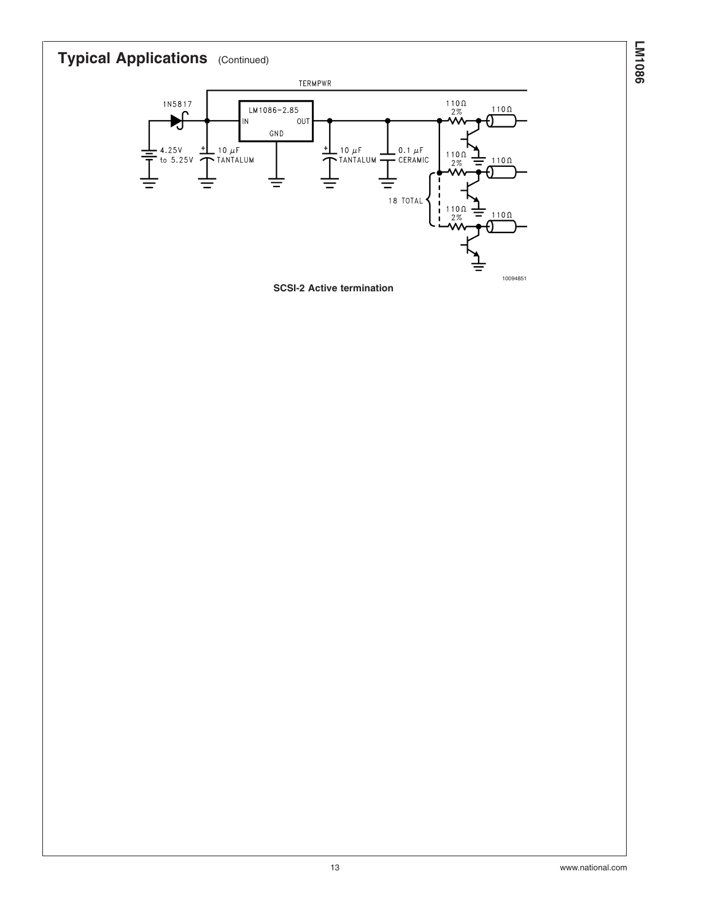## Typical Applications (Continued)

SCSI-2 Active termination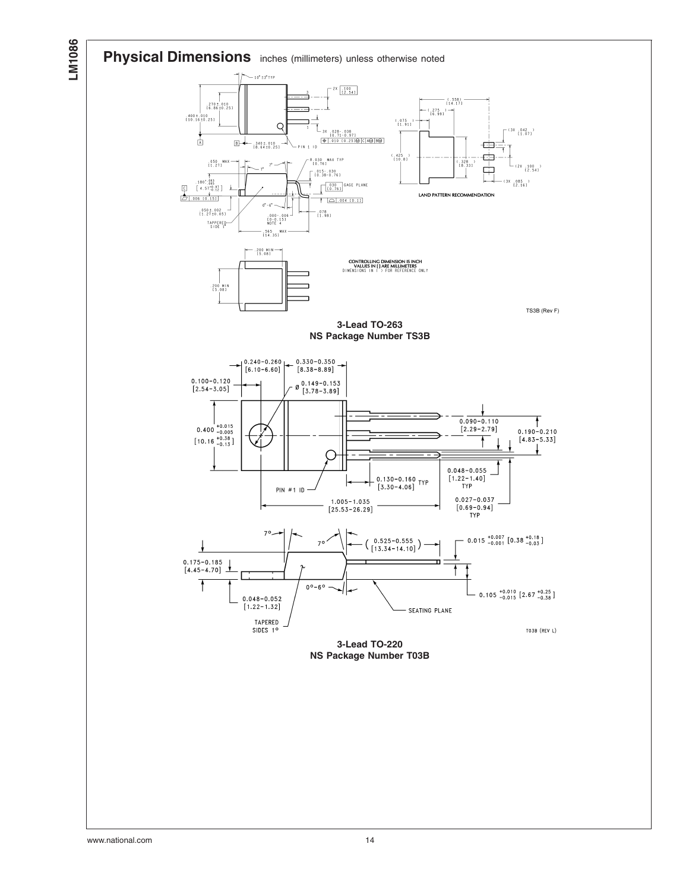## Physical Dimensions inches (millimeters) unless otherwise noted

CONTROLLING DIMENSION IS INCH
VALUES IN [ ] ARE MILLIMETERS
DIMENSIONS IN ( ) FOR REFERENCE ONLY

LAND PATTERN RECOMMENDATION

TS3B (Rev F)

**3-Lead TO-263**
**NS Package Number TS3B**

T03B (REV L)

**3-Lead TO-220**
**NS Package Number T03B**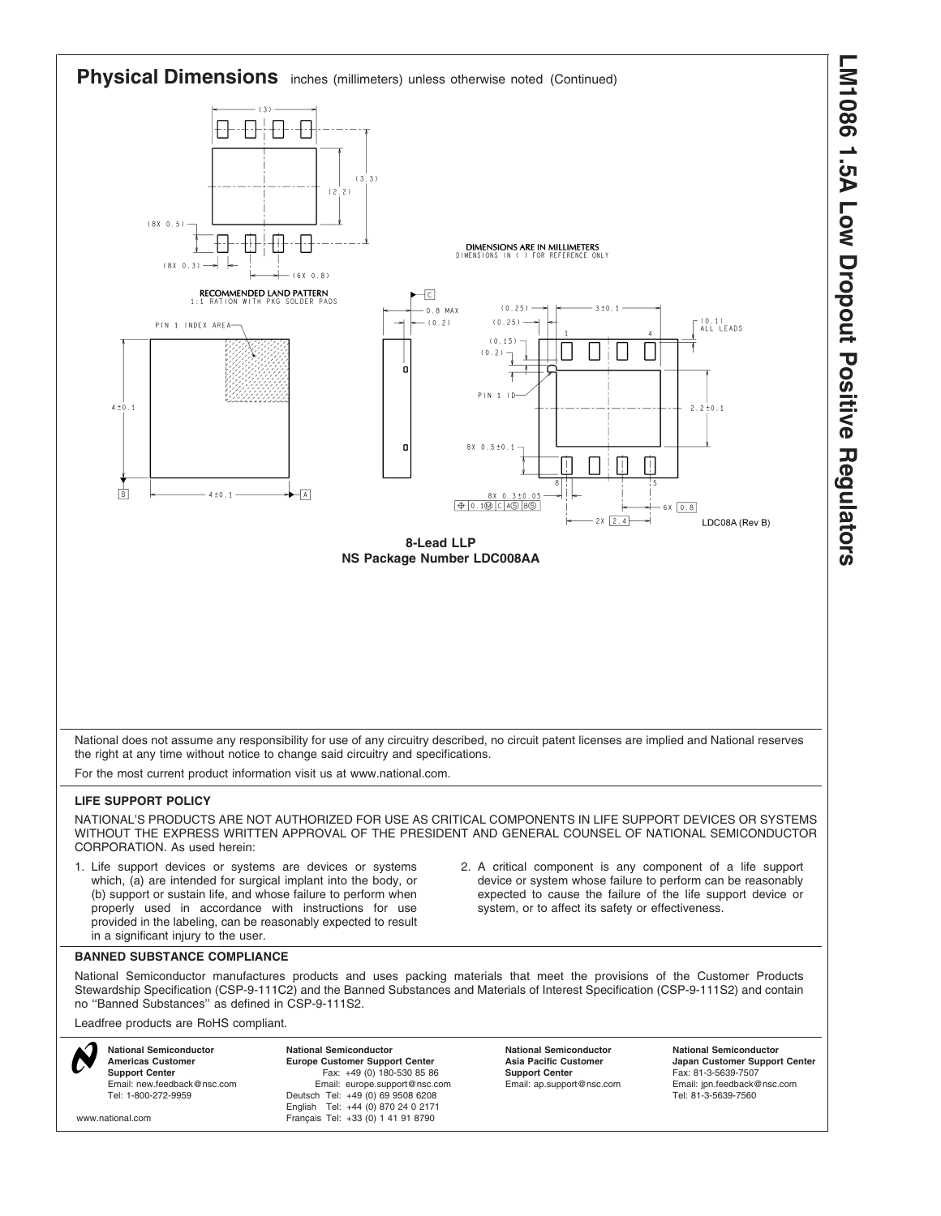## Physical Dimensions inches (millimeters) unless otherwise noted (Continued)

RECOMMENDED LAND PATTERN
1:1 RATION WITH PKG SOLDER PADS

DIMENSIONS ARE IN MILLIMETERS
DIMENSIONS IN ( ) FOR REFERENCE ONLY

(3)
(3.3)
(2.2)
(8X 0.5)
(8X 0.3)
(6X 0.8)
PIN 1 INDEX AREA
4±0.1
4±0.1
B
A
C
0.8 MAX
(0.2)
(0.25)
(0.25)
3±0.1
(0.1) ALL LEADS
(0.15)
(0.2)
PIN 1 ID
2.2±0.1
8X 0.5±0.1
8X 0.3±0.05
0.1 M C A S B S
6X 0.8
2X 2.4
1
4
8
5
LDC08A (Rev B)

**8-Lead LLP**
**NS Package Number LDC008AA**

National does not assume any responsibility for use of any circuitry described, no circuit patent licenses are implied and National reserves the right at any time without notice to change said circuitry and specifications.

For the most current product information visit us at www.national.com.

### LIFE SUPPORT POLICY

NATIONAL'S PRODUCTS ARE NOT AUTHORIZED FOR USE AS CRITICAL COMPONENTS IN LIFE SUPPORT DEVICES OR SYSTEMS WITHOUT THE EXPRESS WRITTEN APPROVAL OF THE PRESIDENT AND GENERAL COUNSEL OF NATIONAL SEMICONDUCTOR CORPORATION. As used herein:

1. Life support devices or systems are devices or systems which, (a) are intended for surgical implant into the body, or (b) support or sustain life, and whose failure to perform when properly used in accordance with instructions for use provided in the labeling, can be reasonably expected to result in a significant injury to the user.
2. A critical component is any component of a life support device or system whose failure to perform can be reasonably expected to cause the failure of the life support device or system, or to affect its safety or effectiveness.

### BANNED SUBSTANCE COMPLIANCE

National Semiconductor manufactures products and uses packing materials that meet the provisions of the Customer Products Stewardship Specification (CSP-9-111C2) and the Banned Substances and Materials of Interest Specification (CSP-9-111S2) and contain no ''Banned Substances'' as defined in CSP-9-111S2.

Leadfree products are RoHS compliant.

**National Semiconductor Americas Customer Support Center**
Email: new.feedback@nsc.com
Tel: 1-800-272-9959

**National Semiconductor Europe Customer Support Center**
Fax: +49 (0) 180-530 85 86
Email: europe.support@nsc.com
Deutsch Tel: +49 (0) 69 9508 6208
English Tel: +44 (0) 870 24 0 2171
Français Tel: +33 (0) 1 41 91 8790

**National Semiconductor Asia Pacific Customer Support Center**
Email: ap.support@nsc.com

**National Semiconductor Japan Customer Support Center**
Fax: 81-3-5639-7507
Email: jpn.feedback@nsc.com
Tel: 81-3-5639-7560

www.national.com